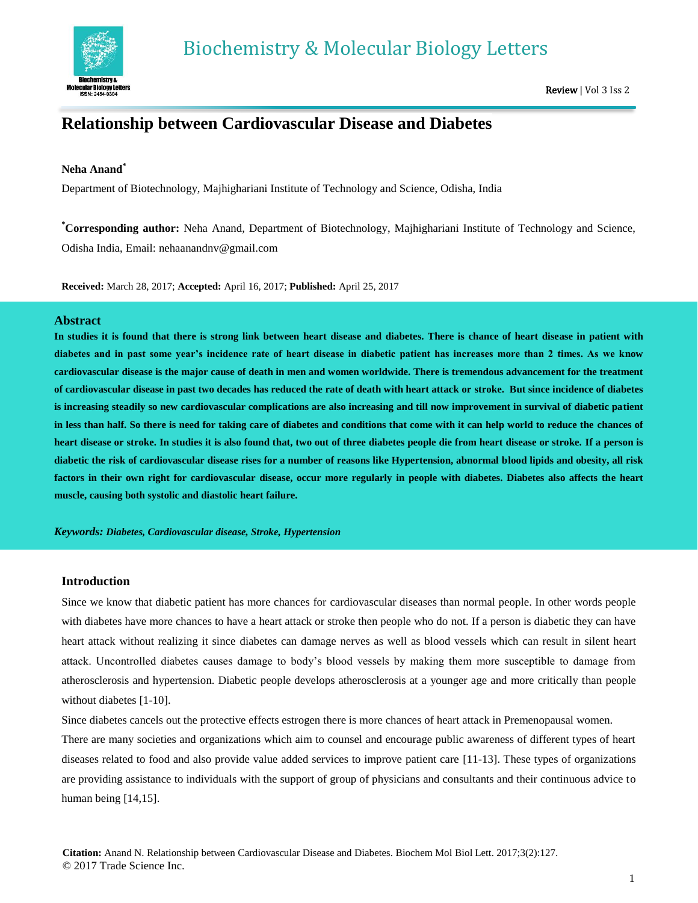# Relationship between Cardiovascular Disease and Diabetes

**Neha Anand**[*]

Department of Biotechnology, Majhighariani Institute of Technology and Science, Odisha, India

[*]**Corresponding author:** Neha Anand, Department of Biotechnology, Majhighariani Institute of Technology and Science, Odisha India, Email: nehaanandnv@gmail.com

**Received:** March 28, 2017; **Accepted:** April 16, 2017; **Published:** April 25, 2017

## Abstract

**In studies it is found that there is strong link between heart disease and diabetes. There is chance of heart disease in patient with diabetes and in past some year's incidence rate of heart disease in diabetic patient has increases more than 2 times. As we know cardiovascular disease is the major cause of death in men and women worldwide. There is tremendous advancement for the treatment of cardiovascular disease in past two decades has reduced the rate of death with heart attack or stroke. But since incidence of diabetes is increasing steadily so new cardiovascular complications are also increasing and till now improvement in survival of diabetic patient in less than half. So there is need for taking care of diabetes and conditions that come with it can help world to reduce the chances of heart disease or stroke. In studies it is also found that, two out of three diabetes people die from heart disease or stroke. If a person is diabetic the risk of cardiovascular disease rises for a number of reasons like Hypertension, abnormal blood lipids and obesity, all risk factors in their own right for cardiovascular disease, occur more regularly in people with diabetes. Diabetes also affects the heart muscle, causing both systolic and diastolic heart failure.**

***Keywords:*** ***Diabetes, Cardiovascular disease, Stroke, Hypertension***

## Introduction

Since we know that diabetic patient has more chances for cardiovascular diseases than normal people. In other words people with diabetes have more chances to have a heart attack or stroke then people who do not. If a person is diabetic they can have heart attack without realizing it since diabetes can damage nerves as well as blood vessels which can result in silent heart attack. Uncontrolled diabetes causes damage to body's blood vessels by making them more susceptible to damage from atherosclerosis and hypertension. Diabetic people develops atherosclerosis at a younger age and more critically than people without diabetes [1-10].

Since diabetes cancels out the protective effects estrogen there is more chances of heart attack in Premenopausal women.

There are many societies and organizations which aim to counsel and encourage public awareness of different types of heart diseases related to food and also provide value added services to improve patient care [11-13]. These types of organizations are providing assistance to individuals with the support of group of physicians and consultants and their continuous advice to human being [14,15].

**Citation:** Anand N. Relationship between Cardiovascular Disease and Diabetes. Biochem Mol Biol Lett. 2017;3(2):127.
© 2017 Trade Science Inc.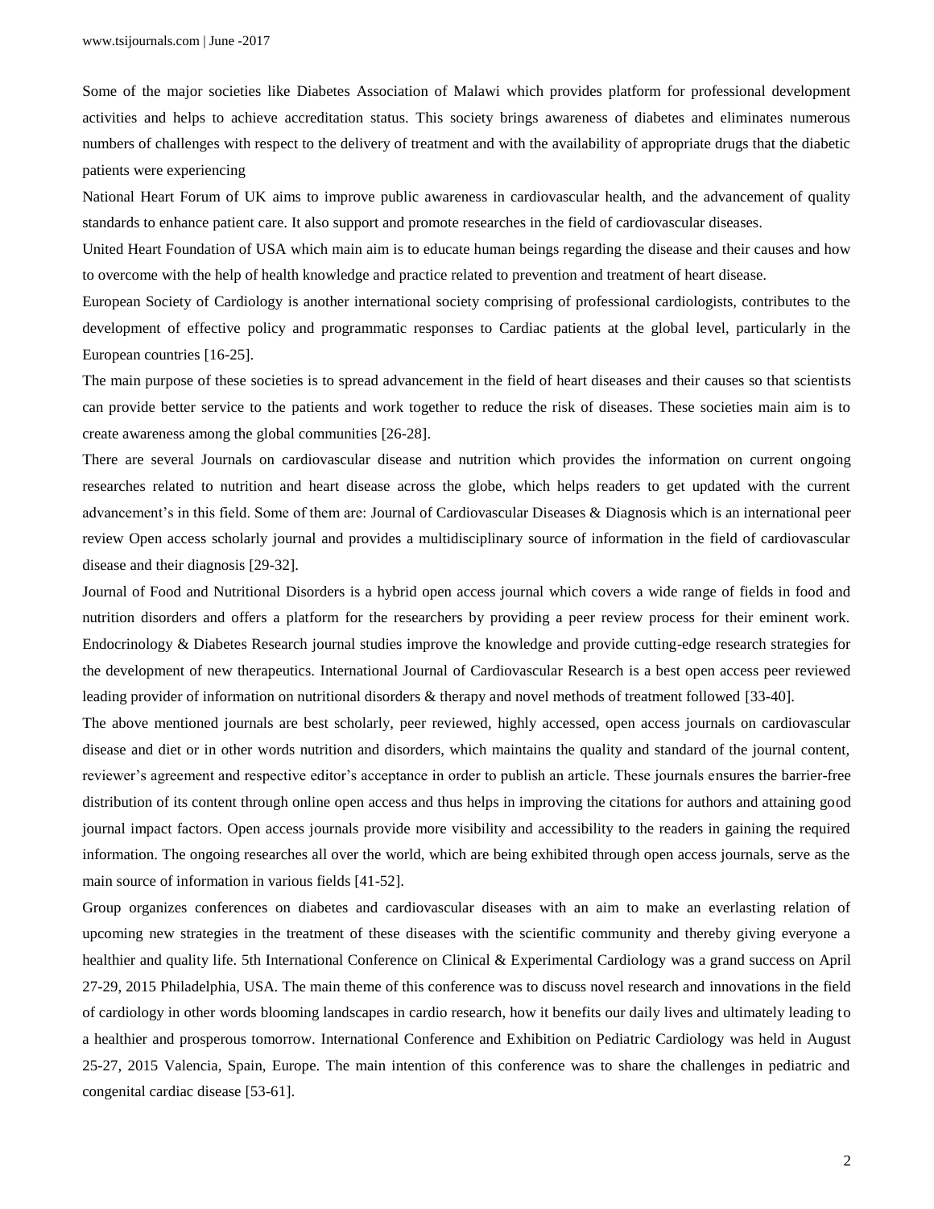Some of the major societies like Diabetes Association of Malawi which provides platform for professional development activities and helps to achieve accreditation status. This society brings awareness of diabetes and eliminates numerous numbers of challenges with respect to the delivery of treatment and with the availability of appropriate drugs that the diabetic patients were experiencing

National Heart Forum of UK aims to improve public awareness in cardiovascular health, and the advancement of quality standards to enhance patient care. It also support and promote researches in the field of cardiovascular diseases.

United Heart Foundation of USA which main aim is to educate human beings regarding the disease and their causes and how to overcome with the help of health knowledge and practice related to prevention and treatment of heart disease.

European Society of Cardiology is another international society comprising of professional cardiologists, contributes to the development of effective policy and programmatic responses to Cardiac patients at the global level, particularly in the European countries [16-25].

The main purpose of these societies is to spread advancement in the field of heart diseases and their causes so that scientists can provide better service to the patients and work together to reduce the risk of diseases. These societies main aim is to create awareness among the global communities [26-28].

There are several Journals on cardiovascular disease and nutrition which provides the information on current ongoing researches related to nutrition and heart disease across the globe, which helps readers to get updated with the current advancement's in this field. Some of them are: Journal of Cardiovascular Diseases & Diagnosis which is an international peer review Open access scholarly journal and provides a multidisciplinary source of information in the field of cardiovascular disease and their diagnosis [29-32].

Journal of Food and Nutritional Disorders is a hybrid open access journal which covers a wide range of fields in food and nutrition disorders and offers a platform for the researchers by providing a peer review process for their eminent work. Endocrinology & Diabetes Research journal studies improve the knowledge and provide cutting-edge research strategies for the development of new therapeutics. International Journal of Cardiovascular Research is a best open access peer reviewed leading provider of information on nutritional disorders & therapy and novel methods of treatment followed [33-40].

The above mentioned journals are best scholarly, peer reviewed, highly accessed, open access journals on cardiovascular disease and diet or in other words nutrition and disorders, which maintains the quality and standard of the journal content, reviewer's agreement and respective editor's acceptance in order to publish an article. These journals ensures the barrier-free distribution of its content through online open access and thus helps in improving the citations for authors and attaining good journal impact factors. Open access journals provide more visibility and accessibility to the readers in gaining the required information. The ongoing researches all over the world, which are being exhibited through open access journals, serve as the main source of information in various fields [41-52].

Group organizes conferences on diabetes and cardiovascular diseases with an aim to make an everlasting relation of upcoming new strategies in the treatment of these diseases with the scientific community and thereby giving everyone a healthier and quality life. 5th International Conference on Clinical & Experimental Cardiology was a grand success on April 27-29, 2015 Philadelphia, USA. The main theme of this conference was to discuss novel research and innovations in the field of cardiology in other words blooming landscapes in cardio research, how it benefits our daily lives and ultimately leading to a healthier and prosperous tomorrow. International Conference and Exhibition on Pediatric Cardiology was held in August 25-27, 2015 Valencia, Spain, Europe. The main intention of this conference was to share the challenges in pediatric and congenital cardiac disease [53-61].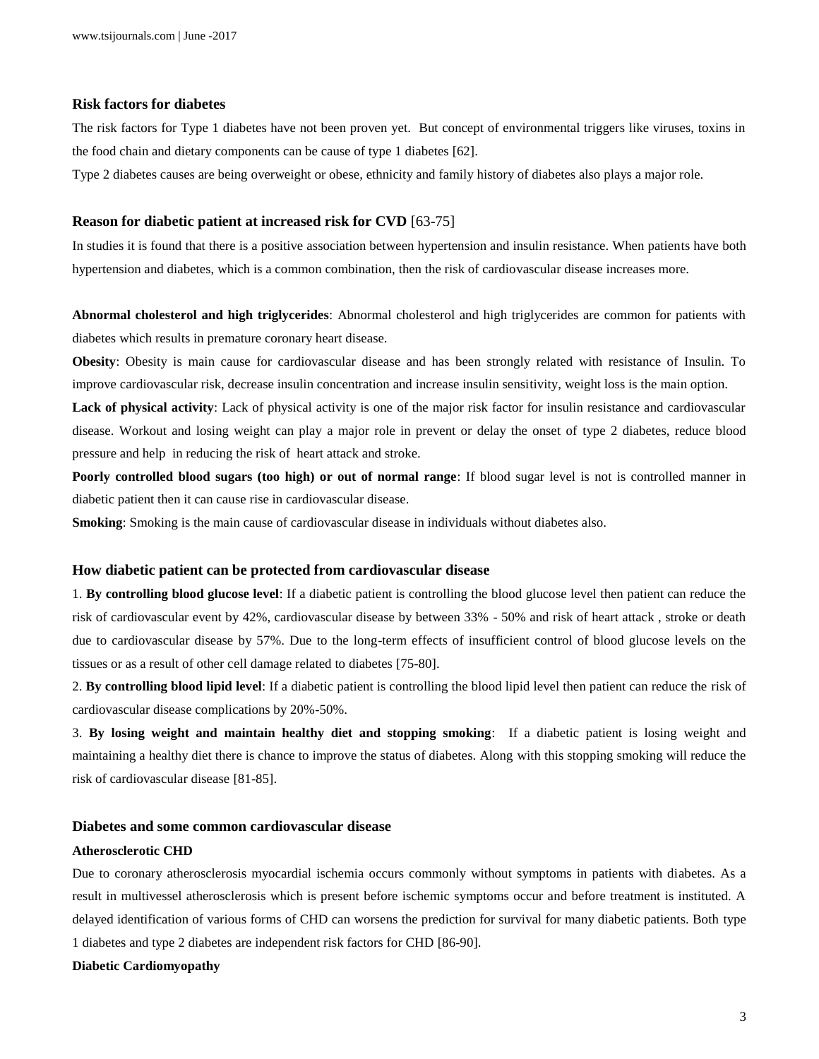### Risk factors for diabetes

The risk factors for Type 1 diabetes have not been proven yet. But concept of environmental triggers like viruses, toxins in the food chain and dietary components can be cause of type 1 diabetes [62].

Type 2 diabetes causes are being overweight or obese, ethnicity and family history of diabetes also plays a major role.

### Reason for diabetic patient at increased risk for CVD [63-75]

In studies it is found that there is a positive association between hypertension and insulin resistance. When patients have both hypertension and diabetes, which is a common combination, then the risk of cardiovascular disease increases more.

**Abnormal cholesterol and high triglycerides**: Abnormal cholesterol and high triglycerides are common for patients with diabetes which results in premature coronary heart disease.

**Obesity**: Obesity is main cause for cardiovascular disease and has been strongly related with resistance of Insulin. To improve cardiovascular risk, decrease insulin concentration and increase insulin sensitivity, weight loss is the main option.

**Lack of physical activity**: Lack of physical activity is one of the major risk factor for insulin resistance and cardiovascular disease. Workout and losing weight can play a major role in prevent or delay the onset of type 2 diabetes, reduce blood pressure and help in reducing the risk of heart attack and stroke.

**Poorly controlled blood sugars (too high) or out of normal range**: If blood sugar level is not is controlled manner in diabetic patient then it can cause rise in cardiovascular disease.

**Smoking**: Smoking is the main cause of cardiovascular disease in individuals without diabetes also.

### How diabetic patient can be protected from cardiovascular disease

1. **By controlling blood glucose level**: If a diabetic patient is controlling the blood glucose level then patient can reduce the risk of cardiovascular event by 42%, cardiovascular disease by between 33% - 50% and risk of heart attack , stroke or death due to cardiovascular disease by 57%. Due to the long-term effects of insufficient control of blood glucose levels on the tissues or as a result of other cell damage related to diabetes [75-80].

2. **By controlling blood lipid level**: If a diabetic patient is controlling the blood lipid level then patient can reduce the risk of cardiovascular disease complications by 20%-50%.

3. **By losing weight and maintain healthy diet and stopping smoking**: If a diabetic patient is losing weight and maintaining a healthy diet there is chance to improve the status of diabetes. Along with this stopping smoking will reduce the risk of cardiovascular disease [81-85].

### Diabetes and some common cardiovascular disease

#### Atherosclerotic CHD

Due to coronary atherosclerosis myocardial ischemia occurs commonly without symptoms in patients with diabetes. As a result in multivessel atherosclerosis which is present before ischemic symptoms occur and before treatment is instituted. A delayed identification of various forms of CHD can worsens the prediction for survival for many diabetic patients. Both type 1 diabetes and type 2 diabetes are independent risk factors for CHD [86-90].

#### Diabetic Cardiomyopathy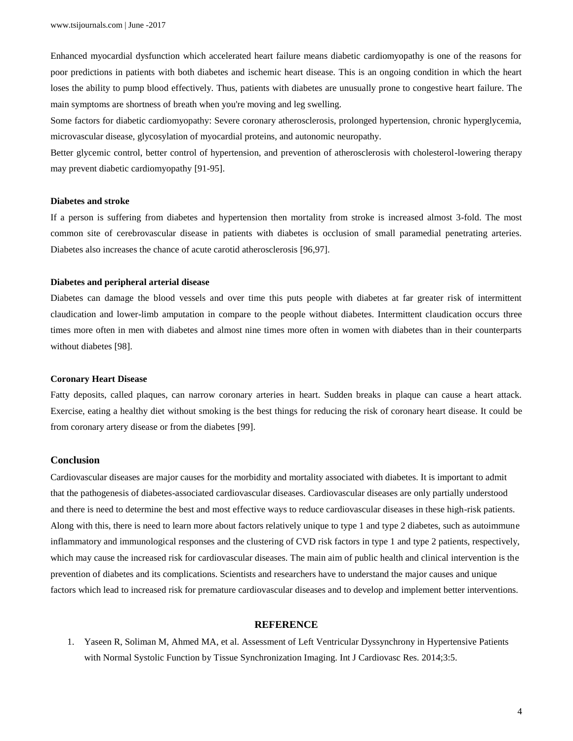Enhanced myocardial dysfunction which accelerated heart failure means diabetic cardiomyopathy is one of the reasons for poor predictions in patients with both diabetes and ischemic heart disease. This is an ongoing condition in which the heart loses the ability to pump blood effectively. Thus, patients with diabetes are unusually prone to congestive heart failure. The main symptoms are shortness of breath when you're moving and leg swelling.

Some factors for diabetic cardiomyopathy: Severe coronary atherosclerosis, prolonged hypertension, chronic hyperglycemia, microvascular disease, glycosylation of myocardial proteins, and autonomic neuropathy.

Better glycemic control, better control of hypertension, and prevention of atherosclerosis with cholesterol-lowering therapy may prevent diabetic cardiomyopathy [91-95].

### Diabetes and stroke

If a person is suffering from diabetes and hypertension then mortality from stroke is increased almost 3-fold. The most common site of cerebrovascular disease in patients with diabetes is occlusion of small paramedial penetrating arteries. Diabetes also increases the chance of acute carotid atherosclerosis [96,97].

### Diabetes and peripheral arterial disease

Diabetes can damage the blood vessels and over time this puts people with diabetes at far greater risk of intermittent claudication and lower-limb amputation in compare to the people without diabetes. Intermittent claudication occurs three times more often in men with diabetes and almost nine times more often in women with diabetes than in their counterparts without diabetes [98].

### Coronary Heart Disease

Fatty deposits, called plaques, can narrow coronary arteries in heart. Sudden breaks in plaque can cause a heart attack. Exercise, eating a healthy diet without smoking is the best things for reducing the risk of coronary heart disease. It could be from coronary artery disease or from the diabetes [99].

## Conclusion

Cardiovascular diseases are major causes for the morbidity and mortality associated with diabetes. It is important to admit that the pathogenesis of diabetes-associated cardiovascular diseases. Cardiovascular diseases are only partially understood and there is need to determine the best and most effective ways to reduce cardiovascular diseases in these high-risk patients. Along with this, there is need to learn more about factors relatively unique to type 1 and type 2 diabetes, such as autoimmune inflammatory and immunological responses and the clustering of CVD risk factors in type 1 and type 2 patients, respectively, which may cause the increased risk for cardiovascular diseases. The main aim of public health and clinical intervention is the prevention of diabetes and its complications. Scientists and researchers have to understand the major causes and unique factors which lead to increased risk for premature cardiovascular diseases and to develop and implement better interventions.

## REFERENCE

1. Yaseen R, Soliman M, Ahmed MA, et al. Assessment of Left Ventricular Dyssynchrony in Hypertensive Patients with Normal Systolic Function by Tissue Synchronization Imaging. Int J Cardiovasc Res. 2014;3:5.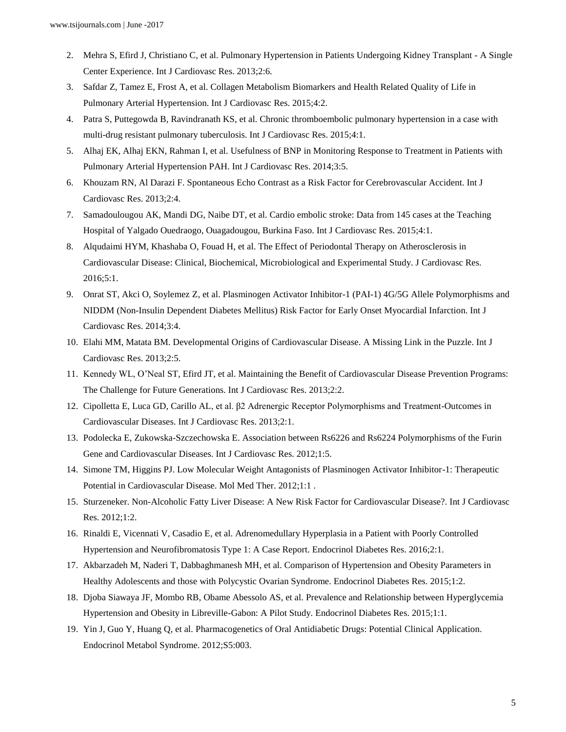2. Mehra S, Efird J, Christiano C, et al. Pulmonary Hypertension in Patients Undergoing Kidney Transplant - A Single Center Experience. Int J Cardiovasc Res. 2013;2:6.
3. Safdar Z, Tamez E, Frost A, et al. Collagen Metabolism Biomarkers and Health Related Quality of Life in Pulmonary Arterial Hypertension. Int J Cardiovasc Res. 2015;4:2.
4. Patra S, Puttegowda B, Ravindranath KS, et al. Chronic thromboembolic pulmonary hypertension in a case with multi-drug resistant pulmonary tuberculosis. Int J Cardiovasc Res. 2015;4:1.
5. Alhaj EK, Alhaj EKN, Rahman I, et al. Usefulness of BNP in Monitoring Response to Treatment in Patients with Pulmonary Arterial Hypertension PAH. Int J Cardiovasc Res. 2014;3:5.
6. Khouzam RN, Al Darazi F. Spontaneous Echo Contrast as a Risk Factor for Cerebrovascular Accident. Int J Cardiovasc Res. 2013;2:4.
7. Samadoulougou AK, Mandi DG, Naibe DT, et al. Cardio embolic stroke: Data from 145 cases at the Teaching Hospital of Yalgado Ouedraogo, Ouagadougou, Burkina Faso. Int J Cardiovasc Res. 2015;4:1.
8. Alqudaimi HYM, Khashaba O, Fouad H, et al. The Effect of Periodontal Therapy on Atherosclerosis in Cardiovascular Disease: Clinical, Biochemical, Microbiological and Experimental Study. J Cardiovasc Res. 2016;5:1.
9. Onrat ST, Akci O, Soylemez Z, et al. Plasminogen Activator Inhibitor-1 (PAI-1) 4G/5G Allele Polymorphisms and NIDDM (Non-Insulin Dependent Diabetes Mellitus) Risk Factor for Early Onset Myocardial Infarction. Int J Cardiovasc Res. 2014;3:4.
10. Elahi MM, Matata BM. Developmental Origins of Cardiovascular Disease. A Missing Link in the Puzzle. Int J Cardiovasc Res. 2013;2:5.
11. Kennedy WL, O'Neal ST, Efird JT, et al. Maintaining the Benefit of Cardiovascular Disease Prevention Programs: The Challenge for Future Generations. Int J Cardiovasc Res. 2013;2:2.
12. Cipolletta E, Luca GD, Carillo AL, et al. β2 Adrenergic Receptor Polymorphisms and Treatment-Outcomes in Cardiovascular Diseases. Int J Cardiovasc Res. 2013;2:1.
13. Podolecka E, Zukowska-Szczechowska E. Association between Rs6226 and Rs6224 Polymorphisms of the Furin Gene and Cardiovascular Diseases. Int J Cardiovasc Res. 2012;1:5.
14. Simone TM, Higgins PJ. Low Molecular Weight Antagonists of Plasminogen Activator Inhibitor-1: Therapeutic Potential in Cardiovascular Disease. Mol Med Ther. 2012;1:1 .
15. Sturzeneker. Non-Alcoholic Fatty Liver Disease: A New Risk Factor for Cardiovascular Disease?. Int J Cardiovasc Res. 2012;1:2.
16. Rinaldi E, Vicennati V, Casadio E, et al. Adrenomedullary Hyperplasia in a Patient with Poorly Controlled Hypertension and Neurofibromatosis Type 1: A Case Report. Endocrinol Diabetes Res. 2016;2:1.
17. Akbarzadeh M, Naderi T, Dabbaghmanesh MH, et al. Comparison of Hypertension and Obesity Parameters in Healthy Adolescents and those with Polycystic Ovarian Syndrome. Endocrinol Diabetes Res. 2015;1:2.
18. Djoba Siawaya JF, Mombo RB, Obame Abessolo AS, et al. Prevalence and Relationship between Hyperglycemia Hypertension and Obesity in Libreville-Gabon: A Pilot Study. Endocrinol Diabetes Res. 2015;1:1.
19. Yin J, Guo Y, Huang Q, et al. Pharmacogenetics of Oral Antidiabetic Drugs: Potential Clinical Application. Endocrinol Metabol Syndrome. 2012;S5:003.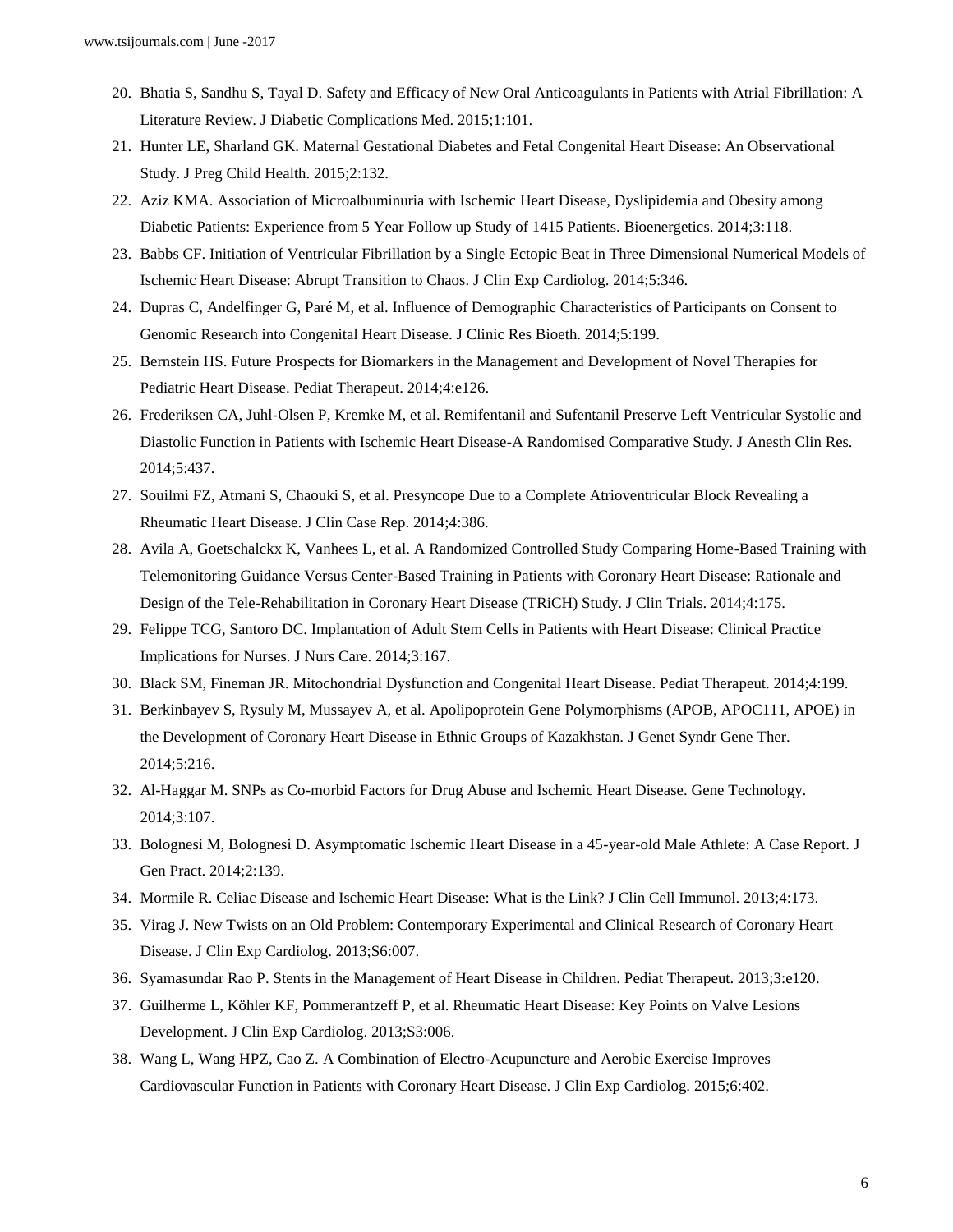20. Bhatia S, Sandhu S, Tayal D. Safety and Efficacy of New Oral Anticoagulants in Patients with Atrial Fibrillation: A Literature Review. J Diabetic Complications Med. 2015;1:101.
21. Hunter LE, Sharland GK. Maternal Gestational Diabetes and Fetal Congenital Heart Disease: An Observational Study. J Preg Child Health. 2015;2:132.
22. Aziz KMA. Association of Microalbuminuria with Ischemic Heart Disease, Dyslipidemia and Obesity among Diabetic Patients: Experience from 5 Year Follow up Study of 1415 Patients. Bioenergetics. 2014;3:118.
23. Babbs CF. Initiation of Ventricular Fibrillation by a Single Ectopic Beat in Three Dimensional Numerical Models of Ischemic Heart Disease: Abrupt Transition to Chaos. J Clin Exp Cardiolog. 2014;5:346.
24. Dupras C, Andelfinger G, Paré M, et al. Influence of Demographic Characteristics of Participants on Consent to Genomic Research into Congenital Heart Disease. J Clinic Res Bioeth. 2014;5:199.
25. Bernstein HS. Future Prospects for Biomarkers in the Management and Development of Novel Therapies for Pediatric Heart Disease. Pediat Therapeut. 2014;4:e126.
26. Frederiksen CA, Juhl-Olsen P, Kremke M, et al. Remifentanil and Sufentanil Preserve Left Ventricular Systolic and Diastolic Function in Patients with Ischemic Heart Disease-A Randomised Comparative Study. J Anesth Clin Res. 2014;5:437.
27. Souilmi FZ, Atmani S, Chaouki S, et al. Presyncope Due to a Complete Atrioventricular Block Revealing a Rheumatic Heart Disease. J Clin Case Rep. 2014;4:386.
28. Avila A, Goetschalckx K, Vanhees L, et al. A Randomized Controlled Study Comparing Home-Based Training with Telemonitoring Guidance Versus Center-Based Training in Patients with Coronary Heart Disease: Rationale and Design of the Tele-Rehabilitation in Coronary Heart Disease (TRiCH) Study. J Clin Trials. 2014;4:175.
29. Felippe TCG, Santoro DC. Implantation of Adult Stem Cells in Patients with Heart Disease: Clinical Practice Implications for Nurses. J Nurs Care. 2014;3:167.
30. Black SM, Fineman JR. Mitochondrial Dysfunction and Congenital Heart Disease. Pediat Therapeut. 2014;4:199.
31. Berkinbayev S, Rysuly M, Mussayev A, et al. Apolipoprotein Gene Polymorphisms (APOB, APOC111, APOE) in the Development of Coronary Heart Disease in Ethnic Groups of Kazakhstan. J Genet Syndr Gene Ther. 2014;5:216.
32. Al-Haggar M. SNPs as Co-morbid Factors for Drug Abuse and Ischemic Heart Disease. Gene Technology. 2014;3:107.
33. Bolognesi M, Bolognesi D. Asymptomatic Ischemic Heart Disease in a 45-year-old Male Athlete: A Case Report. J Gen Pract. 2014;2:139.
34. Mormile R. Celiac Disease and Ischemic Heart Disease: What is the Link? J Clin Cell Immunol. 2013;4:173.
35. Virag J. New Twists on an Old Problem: Contemporary Experimental and Clinical Research of Coronary Heart Disease. J Clin Exp Cardiolog. 2013;S6:007.
36. Syamasundar Rao P. Stents in the Management of Heart Disease in Children. Pediat Therapeut. 2013;3:e120.
37. Guilherme L, Köhler KF, Pommerantzeff P, et al. Rheumatic Heart Disease: Key Points on Valve Lesions Development. J Clin Exp Cardiolog. 2013;S3:006.
38. Wang L, Wang HPZ, Cao Z. A Combination of Electro-Acupuncture and Aerobic Exercise Improves Cardiovascular Function in Patients with Coronary Heart Disease. J Clin Exp Cardiolog. 2015;6:402.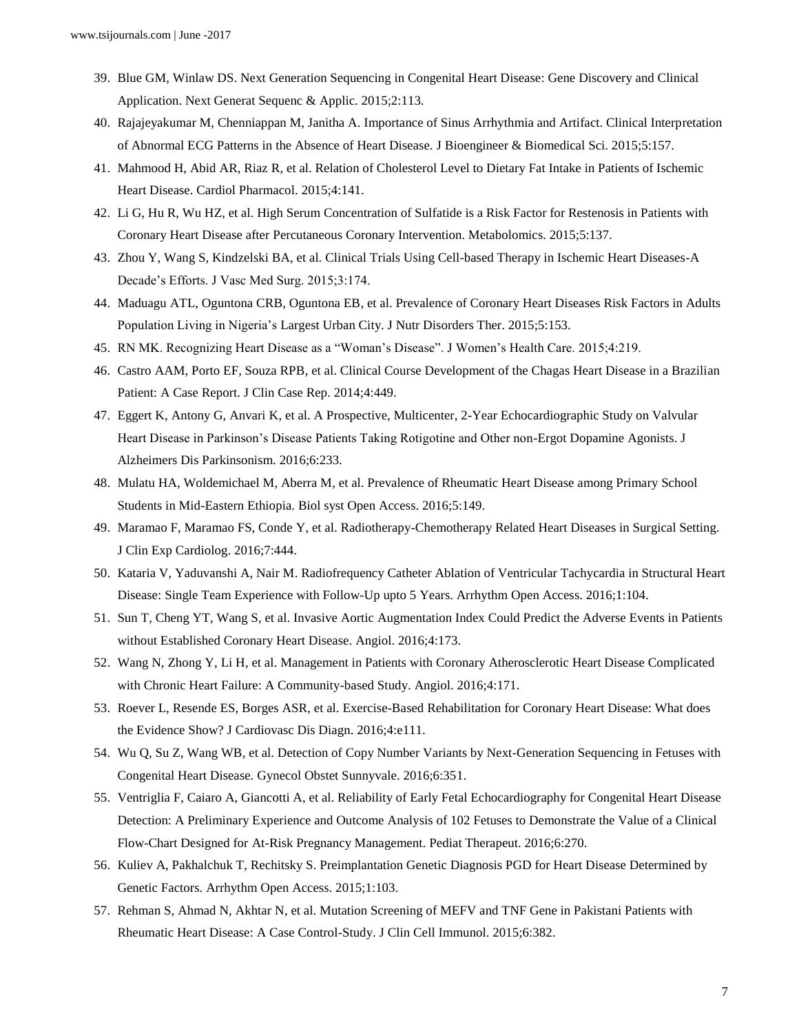39. Blue GM, Winlaw DS. Next Generation Sequencing in Congenital Heart Disease: Gene Discovery and Clinical Application. Next Generat Sequenc & Applic. 2015;2:113.
40. Rajajeyakumar M, Chenniappan M, Janitha A. Importance of Sinus Arrhythmia and Artifact. Clinical Interpretation of Abnormal ECG Patterns in the Absence of Heart Disease. J Bioengineer & Biomedical Sci. 2015;5:157.
41. Mahmood H, Abid AR, Riaz R, et al. Relation of Cholesterol Level to Dietary Fat Intake in Patients of Ischemic Heart Disease. Cardiol Pharmacol. 2015;4:141.
42. Li G, Hu R, Wu HZ, et al. High Serum Concentration of Sulfatide is a Risk Factor for Restenosis in Patients with Coronary Heart Disease after Percutaneous Coronary Intervention. Metabolomics. 2015;5:137.
43. Zhou Y, Wang S, Kindzelski BA, et al. Clinical Trials Using Cell-based Therapy in Ischemic Heart Diseases-A Decade's Efforts. J Vasc Med Surg. 2015;3:174.
44. Maduagu ATL, Oguntona CRB, Oguntona EB, et al. Prevalence of Coronary Heart Diseases Risk Factors in Adults Population Living in Nigeria's Largest Urban City. J Nutr Disorders Ther. 2015;5:153.
45. RN MK. Recognizing Heart Disease as a "Woman's Disease". J Women's Health Care. 2015;4:219.
46. Castro AAM, Porto EF, Souza RPB, et al. Clinical Course Development of the Chagas Heart Disease in a Brazilian Patient: A Case Report. J Clin Case Rep. 2014;4:449.
47. Eggert K, Antony G, Anvari K, et al. A Prospective, Multicenter, 2-Year Echocardiographic Study on Valvular Heart Disease in Parkinson's Disease Patients Taking Rotigotine and Other non-Ergot Dopamine Agonists. J Alzheimers Dis Parkinsonism. 2016;6:233.
48. Mulatu HA, Woldemichael M, Aberra M, et al. Prevalence of Rheumatic Heart Disease among Primary School Students in Mid-Eastern Ethiopia. Biol syst Open Access. 2016;5:149.
49. Maramao F, Maramao FS, Conde Y, et al. Radiotherapy-Chemotherapy Related Heart Diseases in Surgical Setting. J Clin Exp Cardiolog. 2016;7:444.
50. Kataria V, Yaduvanshi A, Nair M. Radiofrequency Catheter Ablation of Ventricular Tachycardia in Structural Heart Disease: Single Team Experience with Follow-Up upto 5 Years. Arrhythm Open Access. 2016;1:104.
51. Sun T, Cheng YT, Wang S, et al. Invasive Aortic Augmentation Index Could Predict the Adverse Events in Patients without Established Coronary Heart Disease. Angiol. 2016;4:173.
52. Wang N, Zhong Y, Li H, et al. Management in Patients with Coronary Atherosclerotic Heart Disease Complicated with Chronic Heart Failure: A Community-based Study. Angiol. 2016;4:171.
53. Roever L, Resende ES, Borges ASR, et al. Exercise-Based Rehabilitation for Coronary Heart Disease: What does the Evidence Show? J Cardiovasc Dis Diagn. 2016;4:e111.
54. Wu Q, Su Z, Wang WB, et al. Detection of Copy Number Variants by Next-Generation Sequencing in Fetuses with Congenital Heart Disease. Gynecol Obstet Sunnyvale. 2016;6:351.
55. Ventriglia F, Caiaro A, Giancotti A, et al. Reliability of Early Fetal Echocardiography for Congenital Heart Disease Detection: A Preliminary Experience and Outcome Analysis of 102 Fetuses to Demonstrate the Value of a Clinical Flow-Chart Designed for At-Risk Pregnancy Management. Pediat Therapeut. 2016;6:270.
56. Kuliev A, Pakhalchuk T, Rechitsky S. Preimplantation Genetic Diagnosis PGD for Heart Disease Determined by Genetic Factors. Arrhythm Open Access. 2015;1:103.
57. Rehman S, Ahmad N, Akhtar N, et al. Mutation Screening of MEFV and TNF Gene in Pakistani Patients with Rheumatic Heart Disease: A Case Control-Study. J Clin Cell Immunol. 2015;6:382.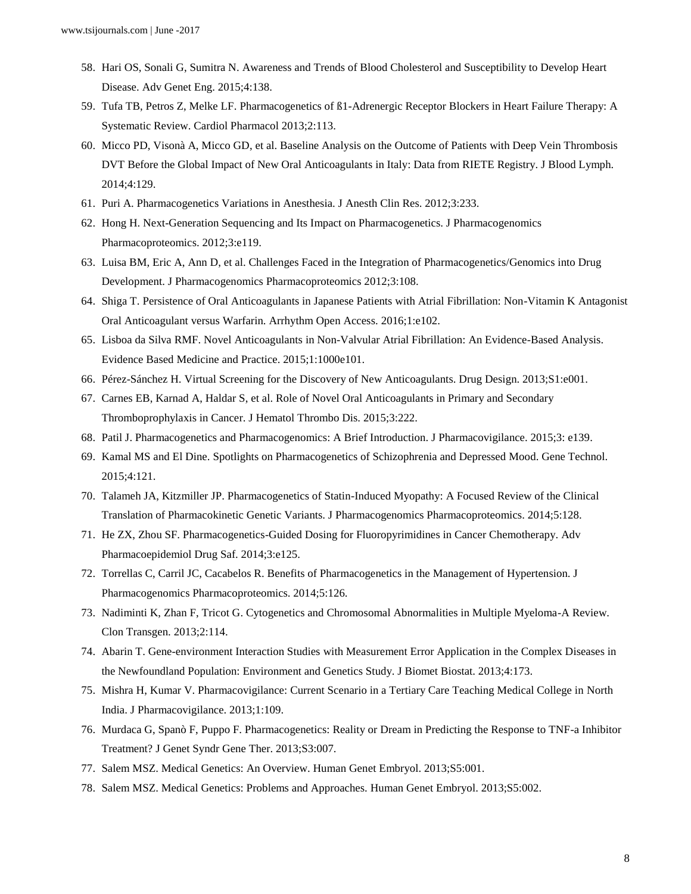58. Hari OS, Sonali G, Sumitra N. Awareness and Trends of Blood Cholesterol and Susceptibility to Develop Heart Disease. Adv Genet Eng. 2015;4:138.
59. Tufa TB, Petros Z, Melke LF. Pharmacogenetics of ß1-Adrenergic Receptor Blockers in Heart Failure Therapy: A Systematic Review. Cardiol Pharmacol 2013;2:113.
60. Micco PD, Visonà A, Micco GD, et al. Baseline Analysis on the Outcome of Patients with Deep Vein Thrombosis DVT Before the Global Impact of New Oral Anticoagulants in Italy: Data from RIETE Registry. J Blood Lymph. 2014;4:129.
61. Puri A. Pharmacogenetics Variations in Anesthesia. J Anesth Clin Res. 2012;3:233.
62. Hong H. Next-Generation Sequencing and Its Impact on Pharmacogenetics. J Pharmacogenomics Pharmacoproteomics. 2012;3:e119.
63. Luisa BM, Eric A, Ann D, et al. Challenges Faced in the Integration of Pharmacogenetics/Genomics into Drug Development. J Pharmacogenomics Pharmacoproteomics 2012;3:108.
64. Shiga T. Persistence of Oral Anticoagulants in Japanese Patients with Atrial Fibrillation: Non-Vitamin K Antagonist Oral Anticoagulant versus Warfarin. Arrhythm Open Access. 2016;1:e102.
65. Lisboa da Silva RMF. Novel Anticoagulants in Non-Valvular Atrial Fibrillation: An Evidence-Based Analysis. Evidence Based Medicine and Practice. 2015;1:1000e101.
66. Pérez-Sánchez H. Virtual Screening for the Discovery of New Anticoagulants. Drug Design. 2013;S1:e001.
67. Carnes EB, Karnad A, Haldar S, et al. Role of Novel Oral Anticoagulants in Primary and Secondary Thromboprophylaxis in Cancer. J Hematol Thrombo Dis. 2015;3:222.
68. Patil J. Pharmacogenetics and Pharmacogenomics: A Brief Introduction. J Pharmacovigilance. 2015;3: e139.
69. Kamal MS and El Dine. Spotlights on Pharmacogenetics of Schizophrenia and Depressed Mood. Gene Technol. 2015;4:121.
70. Talameh JA, Kitzmiller JP. Pharmacogenetics of Statin-Induced Myopathy: A Focused Review of the Clinical Translation of Pharmacokinetic Genetic Variants. J Pharmacogenomics Pharmacoproteomics. 2014;5:128.
71. He ZX, Zhou SF. Pharmacogenetics-Guided Dosing for Fluoropyrimidines in Cancer Chemotherapy. Adv Pharmacoepidemiol Drug Saf. 2014;3:e125.
72. Torrellas C, Carril JC, Cacabelos R. Benefits of Pharmacogenetics in the Management of Hypertension. J Pharmacogenomics Pharmacoproteomics. 2014;5:126.
73. Nadiminti K, Zhan F, Tricot G. Cytogenetics and Chromosomal Abnormalities in Multiple Myeloma-A Review. Clon Transgen. 2013;2:114.
74. Abarin T. Gene-environment Interaction Studies with Measurement Error Application in the Complex Diseases in the Newfoundland Population: Environment and Genetics Study. J Biomet Biostat. 2013;4:173.
75. Mishra H, Kumar V. Pharmacovigilance: Current Scenario in a Tertiary Care Teaching Medical College in North India. J Pharmacovigilance. 2013;1:109.
76. Murdaca G, Spanò F, Puppo F. Pharmacogenetics: Reality or Dream in Predicting the Response to TNF-a Inhibitor Treatment? J Genet Syndr Gene Ther. 2013;S3:007.
77. Salem MSZ. Medical Genetics: An Overview. Human Genet Embryol. 2013;S5:001.
78. Salem MSZ. Medical Genetics: Problems and Approaches. Human Genet Embryol. 2013;S5:002.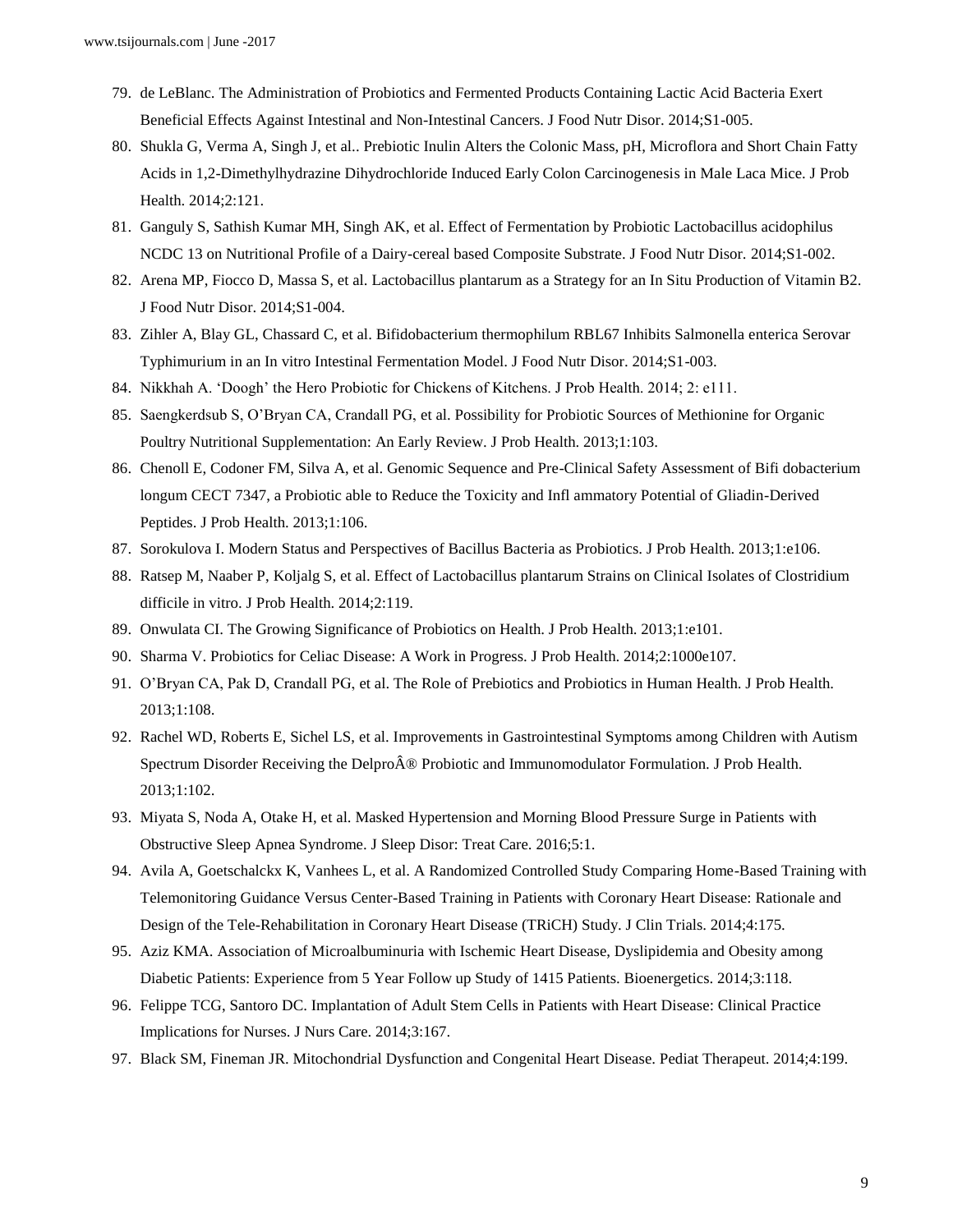79. de LeBlanc. The Administration of Probiotics and Fermented Products Containing Lactic Acid Bacteria Exert Beneficial Effects Against Intestinal and Non-Intestinal Cancers. J Food Nutr Disor. 2014;S1-005.
80. Shukla G, Verma A, Singh J, et al.. Prebiotic Inulin Alters the Colonic Mass, pH, Microflora and Short Chain Fatty Acids in 1,2-Dimethylhydrazine Dihydrochloride Induced Early Colon Carcinogenesis in Male Laca Mice. J Prob Health. 2014;2:121.
81. Ganguly S, Sathish Kumar MH, Singh AK, et al. Effect of Fermentation by Probiotic Lactobacillus acidophilus NCDC 13 on Nutritional Profile of a Dairy-cereal based Composite Substrate. J Food Nutr Disor. 2014;S1-002.
82. Arena MP, Fiocco D, Massa S, et al. Lactobacillus plantarum as a Strategy for an In Situ Production of Vitamin B2. J Food Nutr Disor. 2014;S1-004.
83. Zihler A, Blay GL, Chassard C, et al. Bifidobacterium thermophilum RBL67 Inhibits Salmonella enterica Serovar Typhimurium in an In vitro Intestinal Fermentation Model. J Food Nutr Disor. 2014;S1-003.
84. Nikkhah A. 'Doogh' the Hero Probiotic for Chickens of Kitchens. J Prob Health. 2014; 2: e111.
85. Saengkerdsub S, O'Bryan CA, Crandall PG, et al. Possibility for Probiotic Sources of Methionine for Organic Poultry Nutritional Supplementation: An Early Review. J Prob Health. 2013;1:103.
86. Chenoll E, Codoner FM, Silva A, et al. Genomic Sequence and Pre-Clinical Safety Assessment of Bifi dobacterium longum CECT 7347, a Probiotic able to Reduce the Toxicity and Infl ammatory Potential of Gliadin-Derived Peptides. J Prob Health. 2013;1:106.
87. Sorokulova I. Modern Status and Perspectives of Bacillus Bacteria as Probiotics. J Prob Health. 2013;1:e106.
88. Ratsep M, Naaber P, Koljalg S, et al. Effect of Lactobacillus plantarum Strains on Clinical Isolates of Clostridium difficile in vitro. J Prob Health. 2014;2:119.
89. Onwulata CI. The Growing Significance of Probiotics on Health. J Prob Health. 2013;1:e101.
90. Sharma V. Probiotics for Celiac Disease: A Work in Progress. J Prob Health. 2014;2:1000e107.
91. O'Bryan CA, Pak D, Crandall PG, et al. The Role of Prebiotics and Probiotics in Human Health. J Prob Health. 2013;1:108.
92. Rachel WD, Roberts E, Sichel LS, et al. Improvements in Gastrointestinal Symptoms among Children with Autism Spectrum Disorder Receiving the DelproÂ® Probiotic and Immunomodulator Formulation. J Prob Health. 2013;1:102.
93. Miyata S, Noda A, Otake H, et al. Masked Hypertension and Morning Blood Pressure Surge in Patients with Obstructive Sleep Apnea Syndrome. J Sleep Disor: Treat Care. 2016;5:1.
94. Avila A, Goetschalckx K, Vanhees L, et al. A Randomized Controlled Study Comparing Home-Based Training with Telemonitoring Guidance Versus Center-Based Training in Patients with Coronary Heart Disease: Rationale and Design of the Tele-Rehabilitation in Coronary Heart Disease (TRiCH) Study. J Clin Trials. 2014;4:175.
95. Aziz KMA. Association of Microalbuminuria with Ischemic Heart Disease, Dyslipidemia and Obesity among Diabetic Patients: Experience from 5 Year Follow up Study of 1415 Patients. Bioenergetics. 2014;3:118.
96. Felippe TCG, Santoro DC. Implantation of Adult Stem Cells in Patients with Heart Disease: Clinical Practice Implications for Nurses. J Nurs Care. 2014;3:167.
97. Black SM, Fineman JR. Mitochondrial Dysfunction and Congenital Heart Disease. Pediat Therapeut. 2014;4:199.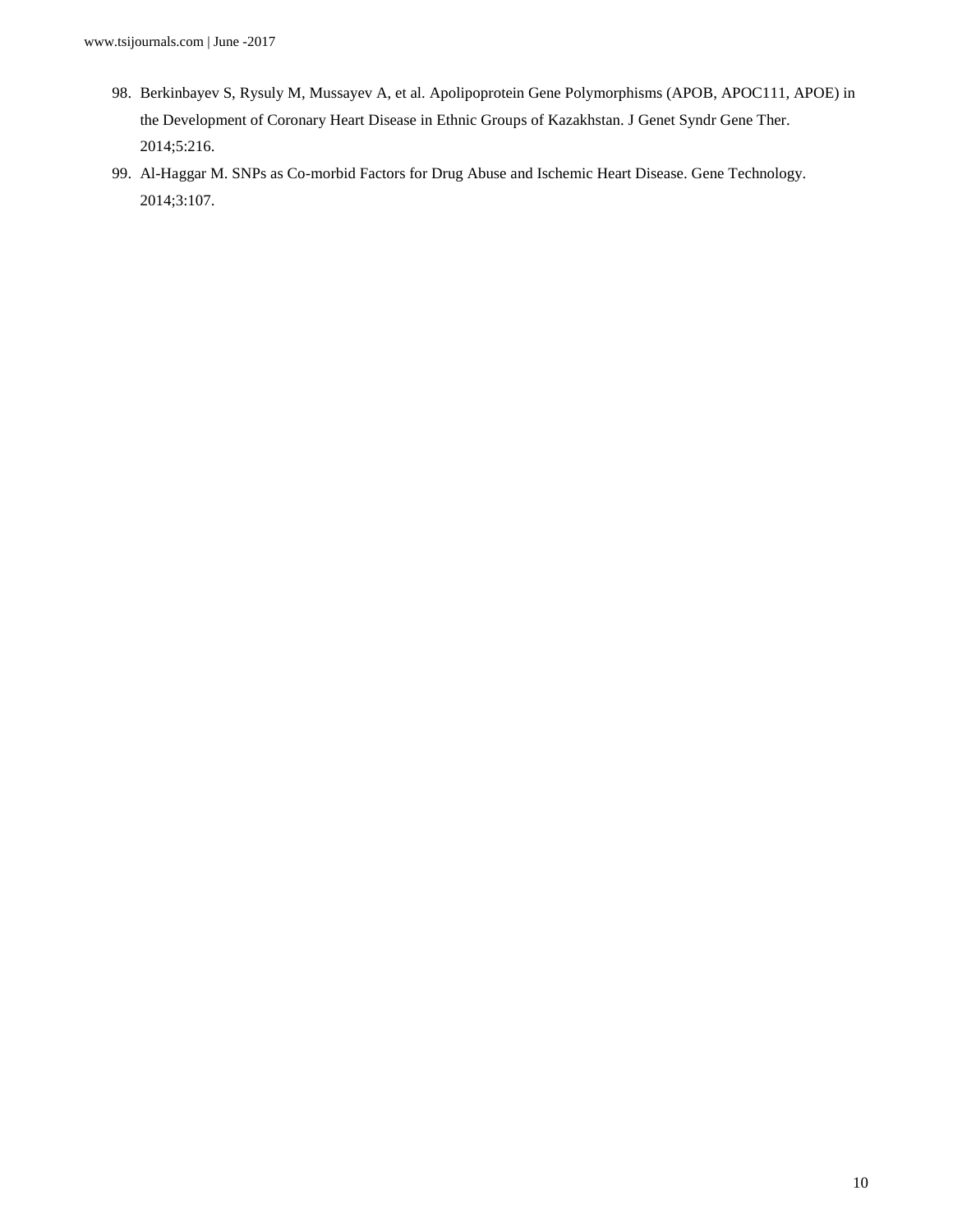98. Berkinbayev S, Rysuly M, Mussayev A, et al. Apolipoprotein Gene Polymorphisms (APOB, APOC111, APOE) in the Development of Coronary Heart Disease in Ethnic Groups of Kazakhstan. J Genet Syndr Gene Ther. 2014;5:216.
99. Al-Haggar M. SNPs as Co-morbid Factors for Drug Abuse and Ischemic Heart Disease. Gene Technology. 2014;3:107.